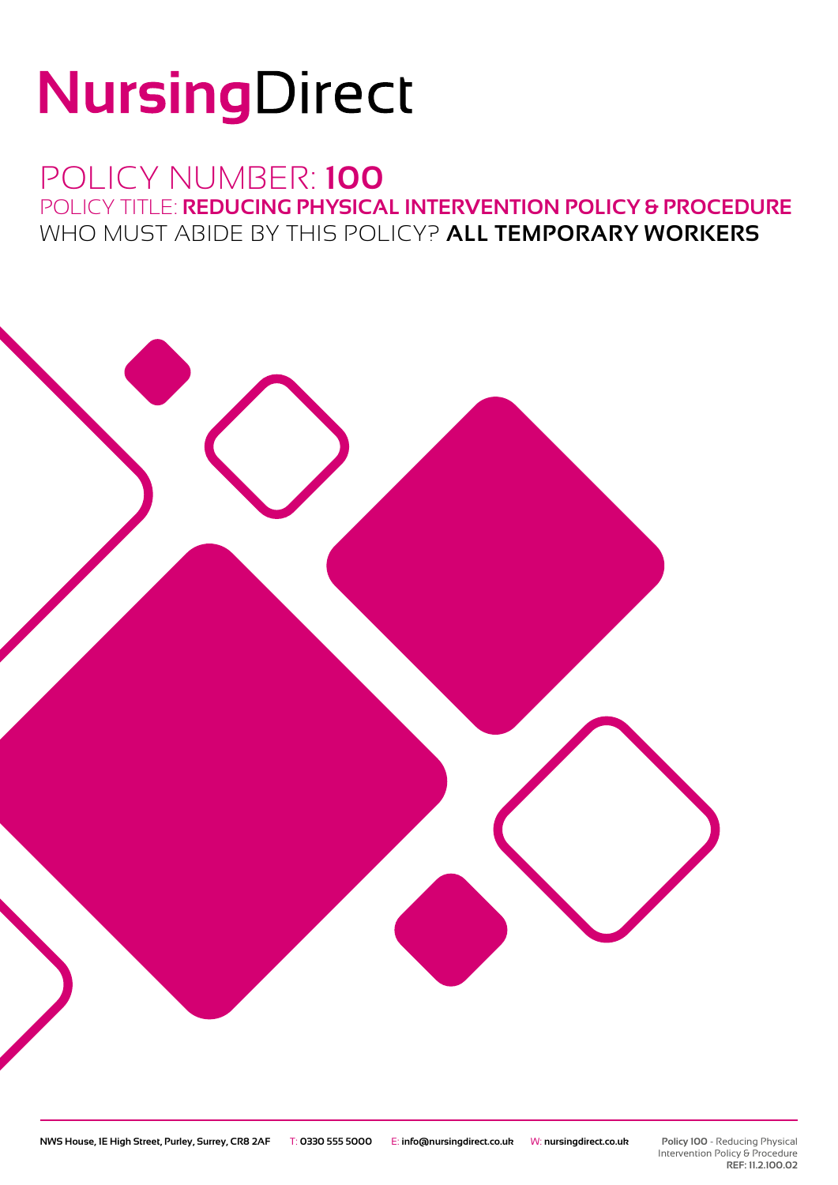# NursingDirect

## POLICY NUMBER: **100**

### POLICY TITLE: **REDUCING PHYSICAL INTERVENTION POLICY & PROCEDURE**

### WHO MUST ABIDE BY THIS POLICY? **ALL TEMPORARY WORKERS**

NWS House, 1E High Street, Purley, Surrey, CR8 2AF T: 0330 555 5000 E: info@nursingdirect.co.uk W: nursingdirect.co.uk

**Policy 100** - Reducing Physical Intervention Policy & Procedure
**REF: 11.2.100.02**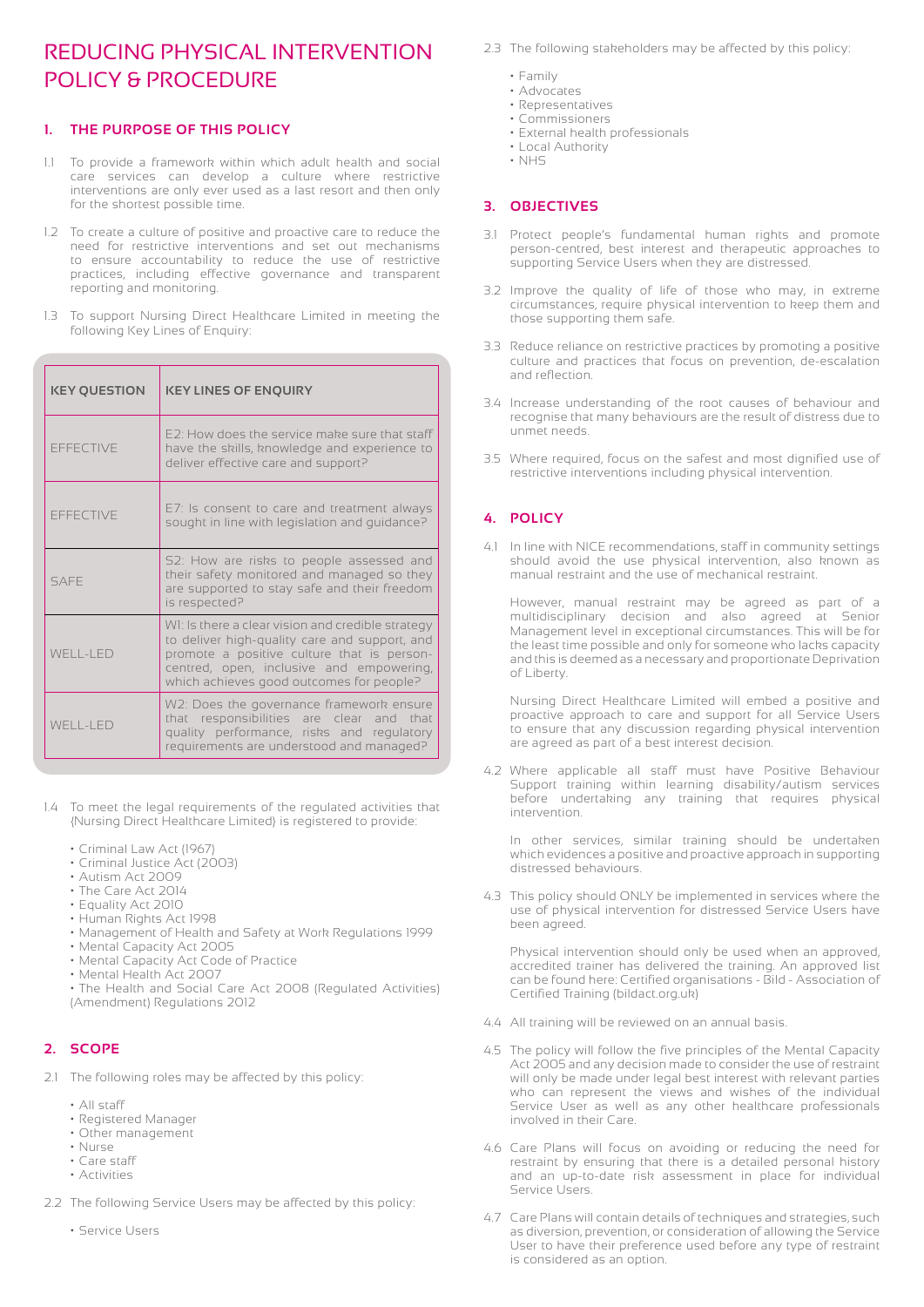# REDUCING PHYSICAL INTERVENTION POLICY & PROCEDURE

## 1. THE PURPOSE OF THIS POLICY

1.1 To provide a framework within which adult health and social care services can develop a culture where restrictive interventions are only ever used as a last resort and then only for the shortest possible time.

1.2 To create a culture of positive and proactive care to reduce the need for restrictive interventions and set out mechanisms to ensure accountability to reduce the use of restrictive practices, including effective governance and transparent reporting and monitoring.

1.3 To support Nursing Direct Healthcare Limited in meeting the following Key Lines of Enquiry:

| KEY QUESTION | KEY LINES OF ENQUIRY |
| --- | --- |
| EFFECTIVE | E2: How does the service make sure that staff have the skills, knowledge and experience to deliver effective care and support? |
| EFFECTIVE | E7: Is consent to care and treatment always sought in line with legislation and guidance? |
| SAFE | S2: How are risks to people assessed and their safety monitored and managed so they are supported to stay safe and their freedom is respected? |
| WELL-LED | W1: Is there a clear vision and credible strategy to deliver high-quality care and support, and promote a positive culture that is person-centred, open, inclusive and empowering, which achieves good outcomes for people? |
| WELL-LED | W2: Does the governance framework ensure that responsibilities are clear and that quality performance, risks and regulatory requirements are understood and managed? |

1.4 To meet the legal requirements of the regulated activities that {Nursing Direct Healthcare Limited} is registered to provide:

- Criminal Law Act (1967)
- Criminal Justice Act (2003)
- Autism Act 2009
- The Care Act 2014
- Equality Act 2010
- Human Rights Act 1998
- Management of Health and Safety at Work Regulations 1999
- Mental Capacity Act 2005
- Mental Capacity Act Code of Practice
- Mental Health Act 2007
- The Health and Social Care Act 2008 (Regulated Activities) (Amendment) Regulations 2012

## 2. SCOPE

2.1 The following roles may be affected by this policy:

- All staff
- Registered Manager
- Other management
- Nurse
- Care staff
- Activities

2.2 The following Service Users may be affected by this policy:

- Service Users

2.3 The following stakeholders may be affected by this policy:

- Family
- Advocates
- Representatives
- Commissioners
- External health professionals
- Local Authority
- NHS

## 3. OBJECTIVES

3.1 Protect people's fundamental human rights and promote person-centred, best interest and therapeutic approaches to supporting Service Users when they are distressed.

3.2 Improve the quality of life of those who may, in extreme circumstances, require physical intervention to keep them and those supporting them safe.

3.3 Reduce reliance on restrictive practices by promoting a positive culture and practices that focus on prevention, de-escalation and reflection.

3.4 Increase understanding of the root causes of behaviour and recognise that many behaviours are the result of distress due to unmet needs.

3.5 Where required, focus on the safest and most dignified use of restrictive interventions including physical intervention.

## 4. POLICY

4.1 In line with NICE recommendations, staff in community settings should avoid the use physical intervention, also known as manual restraint and the use of mechanical restraint.

However, manual restraint may be agreed as part of a multidisciplinary decision and also agreed at Senior Management level in exceptional circumstances. This will be for the least time possible and only for someone who lacks capacity and this is deemed as a necessary and proportionate Deprivation of Liberty.

Nursing Direct Healthcare Limited will embed a positive and proactive approach to care and support for all Service Users to ensure that any discussion regarding physical intervention are agreed as part of a best interest decision.

4.2 Where applicable all staff must have Positive Behaviour Support training within learning disability/autism services before undertaking any training that requires physical intervention.

In other services, similar training should be undertaken which evidences a positive and proactive approach in supporting distressed behaviours.

4.3 This policy should ONLY be implemented in services where the use of physical intervention for distressed Service Users have been agreed.

Physical intervention should only be used when an approved, accredited trainer has delivered the training. An approved list can be found here: Certified organisations - Bild - Association of Certified Training (bildact.org.uk)

4.4 All training will be reviewed on an annual basis.

4.5 The policy will follow the five principles of the Mental Capacity Act 2005 and any decision made to consider the use of restraint will only be made under legal best interest with relevant parties who can represent the views and wishes of the individual Service User as well as any other healthcare professionals involved in their Care.

4.6 Care Plans will focus on avoiding or reducing the need for restraint by ensuring that there is a detailed personal history and an up-to-date risk assessment in place for individual Service Users.

4.7 Care Plans will contain details of techniques and strategies, such as diversion, prevention, or consideration of allowing the Service User to have their preference used before any type of restraint is considered as an option.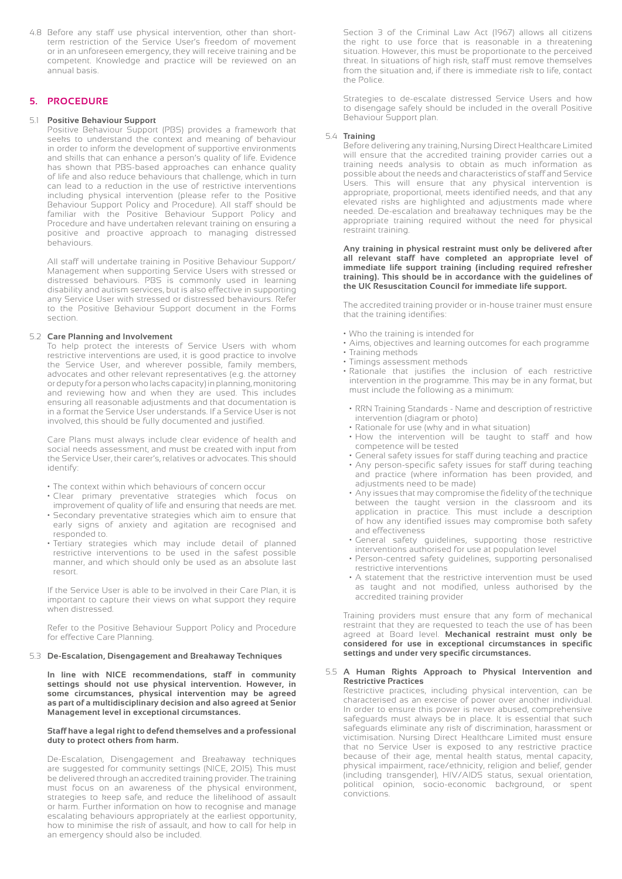4.8 Before any staff use physical intervention, other than short-term restriction of the Service User's freedom of movement or in an unforeseen emergency, they will receive training and be competent. Knowledge and practice will be reviewed on an annual basis.

## 5. PROCEDURE

### 5.1 Positive Behaviour Support

Positive Behaviour Support (PBS) provides a framework that seeks to understand the context and meaning of behaviour in order to inform the development of supportive environments and skills that can enhance a person's quality of life. Evidence has shown that PBS-based approaches can enhance quality of life and also reduce behaviours that challenge, which in turn can lead to a reduction in the use of restrictive interventions including physical intervention (please refer to the Positive Behaviour Support Policy and Procedure). All staff should be familiar with the Positive Behaviour Support Policy and Procedure and have undertaken relevant training on ensuring a positive and proactive approach to managing distressed behaviours.

All staff will undertake training in Positive Behaviour Support/ Management when supporting Service Users with stressed or distressed behaviours. PBS is commonly used in learning disability and autism services, but is also effective in supporting any Service User with stressed or distressed behaviours. Refer to the Positive Behaviour Support document in the Forms section.

### 5.2 Care Planning and Involvement

To help protect the interests of Service Users with whom restrictive interventions are used, it is good practice to involve the Service User, and wherever possible, family members, advocates and other relevant representatives (e.g. the attorney or deputy for a person who lacks capacity) in planning, monitoring and reviewing how and when they are used. This includes ensuring all reasonable adjustments and that documentation is in a format the Service User understands. If a Service User is not involved, this should be fully documented and justified.

Care Plans must always include clear evidence of health and social needs assessment, and must be created with input from the Service User, their carer's, relatives or advocates. This should identify:

- The context within which behaviours of concern occur
- Clear primary preventative strategies which focus on improvement of quality of life and ensuring that needs are met.
- Secondary preventative strategies which aim to ensure that early signs of anxiety and agitation are recognised and responded to.
- Tertiary strategies which may include detail of planned restrictive interventions to be used in the safest possible manner, and which should only be used as an absolute last resort.

If the Service User is able to be involved in their Care Plan, it is important to capture their views on what support they require when distressed.

Refer to the Positive Behaviour Support Policy and Procedure for effective Care Planning.

### 5.3 De-Escalation, Disengagement and Breakaway Techniques

**In line with NICE recommendations, staff in community settings should not use physical intervention. However, in some circumstances, physical intervention may be agreed as part of a multidisciplinary decision and also agreed at Senior Management level in exceptional circumstances.**

**Staff have a legal right to defend themselves and a professional duty to protect others from harm.**

De-Escalation, Disengagement and Breakaway techniques are suggested for community settings (NICE, 2015). This must be delivered through an accredited training provider. The training must focus on an awareness of the physical environment, strategies to keep safe, and reduce the likelihood of assault or harm. Further information on how to recognise and manage escalating behaviours appropriately at the earliest opportunity, how to minimise the risk of assault, and how to call for help in an emergency should also be included.

Section 3 of the Criminal Law Act (1967) allows all citizens the right to use force that is reasonable in a threatening situation. However, this must be proportionate to the perceived threat. In situations of high risk, staff must remove themselves from the situation and, if there is immediate risk to life, contact the Police.

Strategies to de-escalate distressed Service Users and how to disengage safely should be included in the overall Positive Behaviour Support plan.

### 5.4 Training

Before delivering any training, Nursing Direct Healthcare Limited will ensure that the accredited training provider carries out a training needs analysis to obtain as much information as possible about the needs and characteristics of staff and Service Users. This will ensure that any physical intervention is appropriate, proportional, meets identified needs, and that any elevated risks are highlighted and adjustments made where needed. De-escalation and breakaway techniques may be the appropriate training required without the need for physical restraint training.

**Any training in physical restraint must only be delivered after all relevant staff have completed an appropriate level of immediate life support training (including required refresher training). This should be in accordance with the guidelines of the UK Resuscitation Council for immediate life support.**

The accredited training provider or in-house trainer must ensure that the training identifies:

- Who the training is intended for
- Aims, objectives and learning outcomes for each programme
- Training methods
- Timings assessment methods
- Rationale that justifies the inclusion of each restrictive intervention in the programme. This may be in any format, but must include the following as a minimum:
  - RRN Training Standards - Name and description of restrictive intervention (diagram or photo)
  - Rationale for use (why and in what situation)
  - How the intervention will be taught to staff and how competence will be tested
  - General safety issues for staff during teaching and practice
  - Any person-specific safety issues for staff during teaching and practice (where information has been provided, and adjustments need to be made)
  - Any issues that may compromise the fidelity of the technique between the taught version in the classroom and its application in practice. This must include a description of how any identified issues may compromise both safety and effectiveness
  - General safety guidelines, supporting those restrictive interventions authorised for use at population level
  - Person-centred safety guidelines, supporting personalised restrictive interventions
  - A statement that the restrictive intervention must be used as taught and not modified, unless authorised by the accredited training provider

Training providers must ensure that any form of mechanical restraint that they are requested to teach the use of has been agreed at Board level. **Mechanical restraint must only be considered for use in exceptional circumstances in specific settings and under very specific circumstances.**

### 5.5 A Human Rights Approach to Physical Intervention and Restrictive Practices

Restrictive practices, including physical intervention, can be characterised as an exercise of power over another individual. In order to ensure this power is never abused, comprehensive safeguards must always be in place. It is essential that such safeguards eliminate any risk of discrimination, harassment or victimisation. Nursing Direct Healthcare Limited must ensure that no Service User is exposed to any restrictive practice because of their age, mental health status, mental capacity, physical impairment, race/ethnicity, religion and belief, gender (including transgender), HIV/AIDS status, sexual orientation, political opinion, socio-economic background, or spent convictions.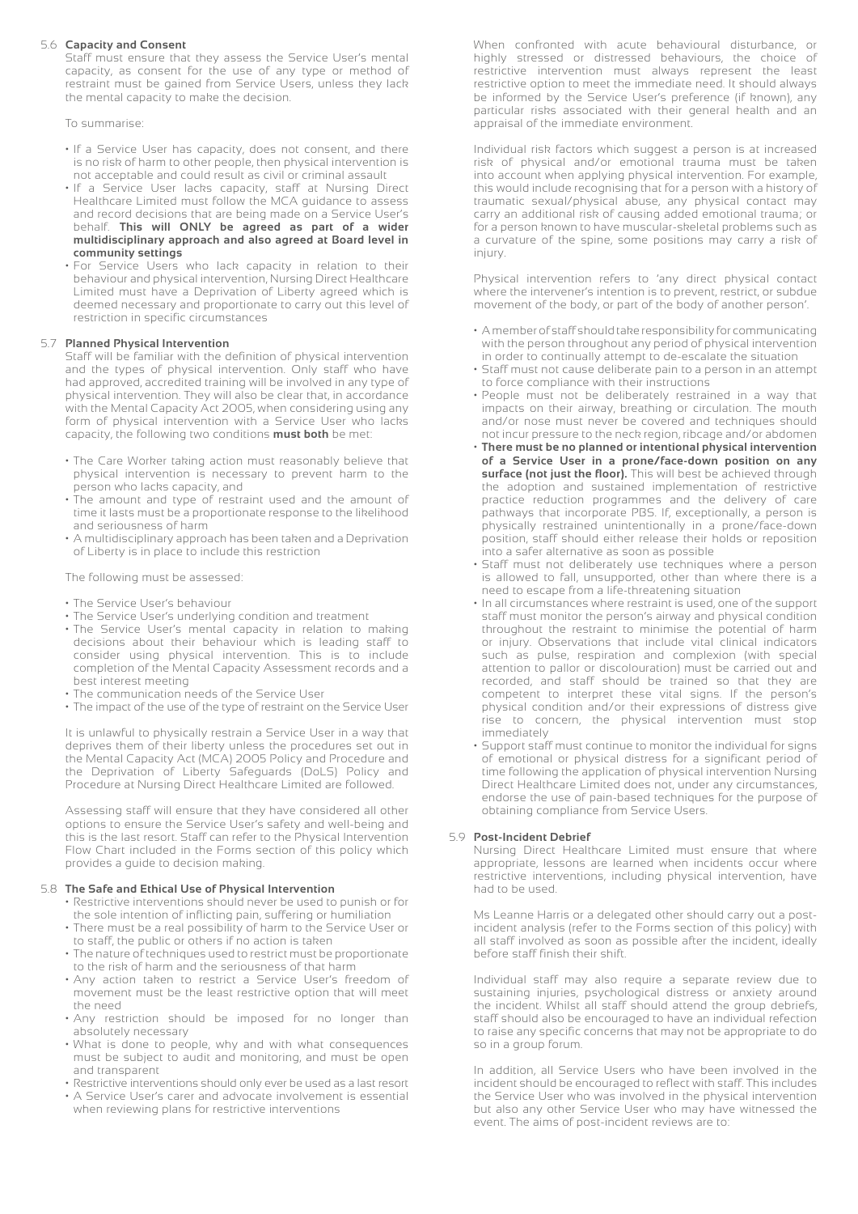### 5.6 Capacity and Consent

Staff must ensure that they assess the Service User's mental capacity, as consent for the use of any type or method of restraint must be gained from Service Users, unless they lack the mental capacity to make the decision.

To summarise:

- If a Service User has capacity, does not consent, and there is no risk of harm to other people, then physical intervention is not acceptable and could result as civil or criminal assault
- If a Service User lacks capacity, staff at Nursing Direct Healthcare Limited must follow the MCA guidance to assess and record decisions that are being made on a Service User's behalf. **This will ONLY be agreed as part of a wider multidisciplinary approach and also agreed at Board level in community settings**
- For Service Users who lack capacity in relation to their behaviour and physical intervention, Nursing Direct Healthcare Limited must have a Deprivation of Liberty agreed which is deemed necessary and proportionate to carry out this level of restriction in specific circumstances

### 5.7 Planned Physical Intervention

Staff will be familiar with the definition of physical intervention and the types of physical intervention. Only staff who have had approved, accredited training will be involved in any type of physical intervention. They will also be clear that, in accordance with the Mental Capacity Act 2005, when considering using any form of physical intervention with a Service User who lacks capacity, the following two conditions **must both** be met:

- The Care Worker taking action must reasonably believe that physical intervention is necessary to prevent harm to the person who lacks capacity, and
- The amount and type of restraint used and the amount of time it lasts must be a proportionate response to the likelihood and seriousness of harm
- A multidisciplinary approach has been taken and a Deprivation of Liberty is in place to include this restriction

The following must be assessed:

- The Service User's behaviour
- The Service User's underlying condition and treatment
- The Service User's mental capacity in relation to making decisions about their behaviour which is leading staff to consider using physical intervention. This is to include completion of the Mental Capacity Assessment records and a best interest meeting
- The communication needs of the Service User
- The impact of the use of the type of restraint on the Service User

It is unlawful to physically restrain a Service User in a way that deprives them of their liberty unless the procedures set out in the Mental Capacity Act (MCA) 2005 Policy and Procedure and the Deprivation of Liberty Safeguards (DoLS) Policy and Procedure at Nursing Direct Healthcare Limited are followed.

Assessing staff will ensure that they have considered all other options to ensure the Service User's safety and well-being and this is the last resort. Staff can refer to the Physical Intervention Flow Chart included in the Forms section of this policy which provides a guide to decision making.

### 5.8 The Safe and Ethical Use of Physical Intervention

- Restrictive interventions should never be used to punish or for the sole intention of inflicting pain, suffering or humiliation
- There must be a real possibility of harm to the Service User or to staff, the public or others if no action is taken
- The nature of techniques used to restrict must be proportionate to the risk of harm and the seriousness of that harm
- Any action taken to restrict a Service User's freedom of movement must be the least restrictive option that will meet the need
- Any restriction should be imposed for no longer than absolutely necessary
- What is done to people, why and with what consequences must be subject to audit and monitoring, and must be open and transparent
- Restrictive interventions should only ever be used as a last resort
- A Service User's carer and advocate involvement is essential when reviewing plans for restrictive interventions

When confronted with acute behavioural disturbance, or highly stressed or distressed behaviours, the choice of restrictive intervention must always represent the least restrictive option to meet the immediate need. It should always be informed by the Service User's preference (if known), any particular risks associated with their general health and an appraisal of the immediate environment.

Individual risk factors which suggest a person is at increased risk of physical and/or emotional trauma must be taken into account when applying physical intervention. For example, this would include recognising that for a person with a history of traumatic sexual/physical abuse, any physical contact may carry an additional risk of causing added emotional trauma; or for a person known to have muscular-skeletal problems such as a curvature of the spine, some positions may carry a risk of injury.

Physical intervention refers to 'any direct physical contact where the intervener's intention is to prevent, restrict, or subdue movement of the body, or part of the body of another person'.

- A member of staff should take responsibility for communicating with the person throughout any period of physical intervention in order to continually attempt to de-escalate the situation
- Staff must not cause deliberate pain to a person in an attempt to force compliance with their instructions
- People must not be deliberately restrained in a way that impacts on their airway, breathing or circulation. The mouth and/or nose must never be covered and techniques should not incur pressure to the neck region, ribcage and/or abdomen
- **There must be no planned or intentional physical intervention of a Service User in a prone/face-down position on any surface (not just the floor).** This will best be achieved through the adoption and sustained implementation of restrictive practice reduction programmes and the delivery of care pathways that incorporate PBS. If, exceptionally, a person is physically restrained unintentionally in a prone/face-down position, staff should either release their holds or reposition into a safer alternative as soon as possible
- Staff must not deliberately use techniques where a person is allowed to fall, unsupported, other than where there is a need to escape from a life-threatening situation
- In all circumstances where restraint is used, one of the support staff must monitor the person's airway and physical condition throughout the restraint to minimise the potential of harm or injury. Observations that include vital clinical indicators such as pulse, respiration and complexion (with special attention to pallor or discolouration) must be carried out and recorded, and staff should be trained so that they are competent to interpret these vital signs. If the person's physical condition and/or their expressions of distress give rise to concern, the physical intervention must stop immediately
- Support staff must continue to monitor the individual for signs of emotional or physical distress for a significant period of time following the application of physical intervention Nursing Direct Healthcare Limited does not, under any circumstances, endorse the use of pain-based techniques for the purpose of obtaining compliance from Service Users.

### 5.9 Post-Incident Debrief

Nursing Direct Healthcare Limited must ensure that where appropriate, lessons are learned when incidents occur where restrictive interventions, including physical intervention, have had to be used.

Ms Leanne Harris or a delegated other should carry out a post-incident analysis (refer to the Forms section of this policy) with all staff involved as soon as possible after the incident, ideally before staff finish their shift.

Individual staff may also require a separate review due to sustaining injuries, psychological distress or anxiety around the incident. Whilst all staff should attend the group debriefs, staff should also be encouraged to have an individual refection to raise any specific concerns that may not be appropriate to do so in a group forum.

In addition, all Service Users who have been involved in the incident should be encouraged to reflect with staff. This includes the Service User who was involved in the physical intervention but also any other Service User who may have witnessed the event. The aims of post-incident reviews are to: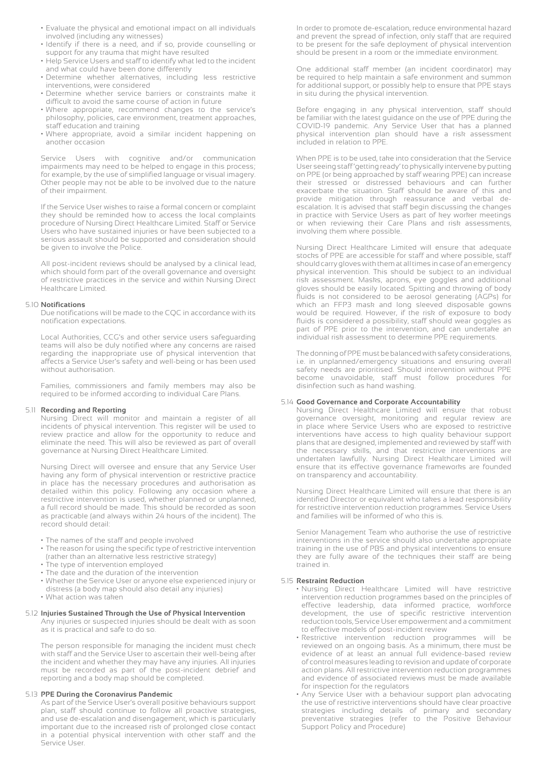- Evaluate the physical and emotional impact on all individuals involved (including any witnesses)
- Identify if there is a need, and if so, provide counselling or support for any trauma that might have resulted
- Help Service Users and staff to identify what led to the incident and what could have been done differently
- Determine whether alternatives, including less restrictive interventions, were considered
- Determine whether service barriers or constraints make it difficult to avoid the same course of action in future
- Where appropriate, recommend changes to the service's philosophy, policies, care environment, treatment approaches, staff education and training
- Where appropriate, avoid a similar incident happening on another occasion

Service Users with cognitive and/or communication impairments may need to be helped to engage in this process; for example, by the use of simplified language or visual imagery. Other people may not be able to be involved due to the nature of their impairment.

If the Service User wishes to raise a formal concern or complaint they should be reminded how to access the local complaints procedure of Nursing Direct Healthcare Limited. Staff or Service Users who have sustained injuries or have been subjected to a serious assault should be supported and consideration should be given to involve the Police.

All post-incident reviews should be analysed by a clinical lead, which should form part of the overall governance and oversight of restrictive practices in the service and within Nursing Direct Healthcare Limited.

### 5.10 Notifications

Due notifications will be made to the CQC in accordance with its notification expectations.

Local Authorities, CCG's and other service users safeguarding teams will also be duly notified where any concerns are raised regarding the inappropriate use of physical intervention that affects a Service User's safety and well-being or has been used without authorisation.

Families, commissioners and family members may also be required to be informed according to individual Care Plans.

### 5.11 Recording and Reporting

Nursing Direct will monitor and maintain a register of all incidents of physical intervention. This register will be used to review practice and allow for the opportunity to reduce and eliminate the need. This will also be reviewed as part of overall governance at Nursing Direct Healthcare Limited.

Nursing Direct will oversee and ensure that any Service User having any form of physical intervention or restrictive practice in place has the necessary procedures and authorisation as detailed within this policy. Following any occasion where a restrictive intervention is used, whether planned or unplanned, a full record should be made. This should be recorded as soon as practicable (and always within 24 hours of the incident). The record should detail:

- The names of the staff and people involved
- The reason for using the specific type of restrictive intervention (rather than an alternative less restrictive strategy)
- The type of intervention employed
- The date and the duration of the intervention
- Whether the Service User or anyone else experienced injury or distress (a body map should also detail any injuries)
- What action was taken

### 5.12 Injuries Sustained Through the Use of Physical Intervention

Any injuries or suspected injuries should be dealt with as soon as it is practical and safe to do so.

The person responsible for managing the incident must check with staff and the Service User to ascertain their well-being after the incident and whether they may have any injuries. All injuries must be recorded as part of the post-incident debrief and reporting and a body map should be completed.

### 5.13 PPE During the Coronavirus Pandemic

As part of the Service User's overall positive behaviours support plan, staff should continue to follow all proactive strategies, and use de-escalation and disengagement, which is particularly important due to the increased risk of prolonged close contact in a potential physical intervention with other staff and the Service User.

In order to promote de-escalation, reduce environmental hazard and prevent the spread of infection, only staff that are required to be present for the safe deployment of physical intervention should be present in a room or the immediate environment.

One additional staff member (an incident coordinator) may be required to help maintain a safe environment and summon for additional support, or possibly help to ensure that PPE stays in situ during the physical intervention.

Before engaging in any physical intervention, staff should be familiar with the latest guidance on the use of PPE during the COVID-19 pandemic. Any Service User that has a planned physical intervention plan should have a risk assessment included in relation to PPE.

When PPE is to be used, take into consideration that the Service User seeing staff 'getting ready' to physically intervene by putting on PPE (or being approached by staff wearing PPE) can increase their stressed or distressed behaviours and can further exacerbate the situation. Staff should be aware of this and provide mitigation through reassurance and verbal de-escalation. It is advised that staff begin discussing the changes in practice with Service Users as part of key worker meetings or when reviewing their Care Plans and risk assessments, involving them where possible.

Nursing Direct Healthcare Limited will ensure that adequate stocks of PPE are accessible for staff and where possible, staff should carry gloves with them at all times in case of an emergency physical intervention. This should be subject to an individual risk assessment. Masks, aprons, eye goggles and additional gloves should be easily located. Spitting and throwing of body fluids is not considered to be aerosol generating (AGPs) for which an FFP3 mask and long sleeved disposable gowns would be required. However, if the risk of exposure to body fluids is considered a possibility, staff should wear goggles as part of PPE prior to the intervention, and can undertake an individual risk assessment to determine PPE requirements.

The donning of PPE must be balanced with safety considerations, i.e. in unplanned/emergency situations and ensuring overall safety needs are prioritised. Should intervention without PPE become unavoidable, staff must follow procedures for disinfection such as hand washing.

### 5.14 Good Governance and Corporate Accountability

Nursing Direct Healthcare Limited will ensure that robust governance oversight, monitoring and regular review are in place where Service Users who are exposed to restrictive interventions have access to high quality behaviour support plans that are designed, implemented and reviewed by staff with the necessary skills, and that restrictive interventions are undertaken lawfully. Nursing Direct Healthcare Limited will ensure that its effective governance frameworks are founded on transparency and accountability.

Nursing Direct Healthcare Limited will ensure that there is an identified Director or equivalent who takes a lead responsibility for restrictive intervention reduction programmes. Service Users and families will be informed of who this is.

Senior Management Team who authorise the use of restrictive interventions in the service should also undertake appropriate training in the use of PBS and physical interventions to ensure they are fully aware of the techniques their staff are being trained in.

### 5.15 Restraint Reduction

- Nursing Direct Healthcare Limited will have restrictive intervention reduction programmes based on the principles of effective leadership, data informed practice, workforce development, the use of specific restrictive intervention reduction tools, Service User empowerment and a commitment to effective models of post-incident review
- Restrictive intervention reduction programmes will be reviewed on an ongoing basis. As a minimum, there must be evidence of at least an annual full evidence-based review of control measures leading to revision and update of corporate action plans. All restrictive intervention reduction programmes and evidence of associated reviews must be made available for inspection for the regulators
- Any Service User with a behaviour support plan advocating the use of restrictive interventions should have clear proactive strategies including details of primary and secondary preventative strategies (refer to the Positive Behaviour Support Policy and Procedure)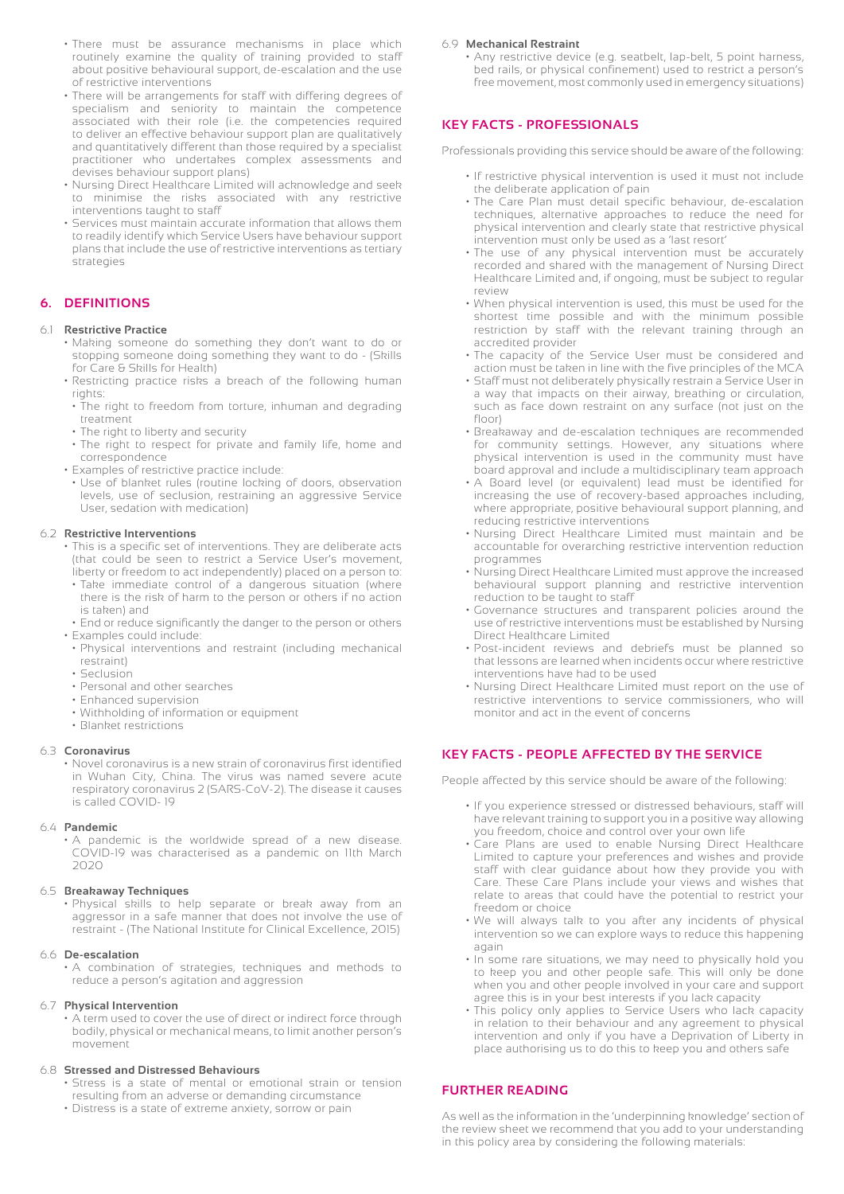- There must be assurance mechanisms in place which routinely examine the quality of training provided to staff about positive behavioural support, de-escalation and the use of restrictive interventions
- There will be arrangements for staff with differing degrees of specialism and seniority to maintain the competence associated with their role (i.e. the competencies required to deliver an effective behaviour support plan are qualitatively and quantitatively different than those required by a specialist practitioner who undertakes complex assessments and devises behaviour support plans)
- Nursing Direct Healthcare Limited will acknowledge and seek to minimise the risks associated with any restrictive interventions taught to staff
- Services must maintain accurate information that allows them to readily identify which Service Users have behaviour support plans that include the use of restrictive interventions as tertiary strategies

## 6. DEFINITIONS

### 6.1 Restrictive Practice

- Making someone do something they don't want to do or stopping someone doing something they want to do - (Skills for Care & Skills for Health)
- Restricting practice risks a breach of the following human rights:
  - The right to freedom from torture, inhuman and degrading treatment
  - The right to liberty and security
  - The right to respect for private and family life, home and correspondence
- Examples of restrictive practice include:
  - Use of blanket rules (routine locking of doors, observation levels, use of seclusion, restraining an aggressive Service User, sedation with medication)

### 6.2 Restrictive Interventions

- This is a specific set of interventions. They are deliberate acts (that could be seen to restrict a Service User's movement, liberty or freedom to act independently) placed on a person to:
  - Take immediate control of a dangerous situation (where there is the risk of harm to the person or others if no action is taken) and
  - End or reduce significantly the danger to the person or others
- Examples could include:
  - Physical interventions and restraint (including mechanical restraint)
  - Seclusion
  - Personal and other searches
  - Enhanced supervision
  - Withholding of information or equipment
  - Blanket restrictions

### 6.3 Coronavirus

- Novel coronavirus is a new strain of coronavirus first identified in Wuhan City, China. The virus was named severe acute respiratory coronavirus 2 (SARS-CoV-2). The disease it causes is called COVID- 19

### 6.4 Pandemic

- A pandemic is the worldwide spread of a new disease. COVID-19 was characterised as a pandemic on 11th March 2020

### 6.5 Breakaway Techniques

- Physical skills to help separate or break away from an aggressor in a safe manner that does not involve the use of restraint - (The National Institute for Clinical Excellence, 2015)

### 6.6 De-escalation

- A combination of strategies, techniques and methods to reduce a person's agitation and aggression

### 6.7 Physical Intervention

- A term used to cover the use of direct or indirect force through bodily, physical or mechanical means, to limit another person's movement

### 6.8 Stressed and Distressed Behaviours

- Stress is a state of mental or emotional strain or tension resulting from an adverse or demanding circumstance
- Distress is a state of extreme anxiety, sorrow or pain

### 6.9 Mechanical Restraint

- Any restrictive device (e.g. seatbelt, lap-belt, 5 point harness, bed rails, or physical confinement) used to restrict a person's free movement, most commonly used in emergency situations)

## KEY FACTS - PROFESSIONALS

Professionals providing this service should be aware of the following:

- If restrictive physical intervention is used it must not include the deliberate application of pain
- The Care Plan must detail specific behaviour, de-escalation techniques, alternative approaches to reduce the need for physical intervention and clearly state that restrictive physical intervention must only be used as a 'last resort'
- The use of any physical intervention must be accurately recorded and shared with the management of Nursing Direct Healthcare Limited and, if ongoing, must be subject to regular review
- When physical intervention is used, this must be used for the shortest time possible and with the minimum possible restriction by staff with the relevant training through an accredited provider
- The capacity of the Service User must be considered and action must be taken in line with the five principles of the MCA
- Staff must not deliberately physically restrain a Service User in a way that impacts on their airway, breathing or circulation, such as face down restraint on any surface (not just on the floor)
- Breakaway and de-escalation techniques are recommended for community settings. However, any situations where physical intervention is used in the community must have board approval and include a multidisciplinary team approach
- A Board level (or equivalent) lead must be identified for increasing the use of recovery-based approaches including, where appropriate, positive behavioural support planning, and reducing restrictive interventions
- Nursing Direct Healthcare Limited must maintain and be accountable for overarching restrictive intervention reduction programmes
- Nursing Direct Healthcare Limited must approve the increased behavioural support planning and restrictive intervention reduction to be taught to staff
- Governance structures and transparent policies around the use of restrictive interventions must be established by Nursing Direct Healthcare Limited
- Post-incident reviews and debriefs must be planned so that lessons are learned when incidents occur where restrictive interventions have had to be used
- Nursing Direct Healthcare Limited must report on the use of restrictive interventions to service commissioners, who will monitor and act in the event of concerns

## KEY FACTS - PEOPLE AFFECTED BY THE SERVICE

People affected by this service should be aware of the following:

- If you experience stressed or distressed behaviours, staff will have relevant training to support you in a positive way allowing you freedom, choice and control over your own life
- Care Plans are used to enable Nursing Direct Healthcare Limited to capture your preferences and wishes and provide staff with clear guidance about how they provide you with Care. These Care Plans include your views and wishes that relate to areas that could have the potential to restrict your freedom or choice
- We will always talk to you after any incidents of physical intervention so we can explore ways to reduce this happening again
- In some rare situations, we may need to physically hold you to keep you and other people safe. This will only be done when you and other people involved in your care and support agree this is in your best interests if you lack capacity
- This policy only applies to Service Users who lack capacity in relation to their behaviour and any agreement to physical intervention and only if you have a Deprivation of Liberty in place authorising us to do this to keep you and others safe

## FURTHER READING

As well as the information in the 'underpinning knowledge' section of the review sheet we recommend that you add to your understanding in this policy area by considering the following materials: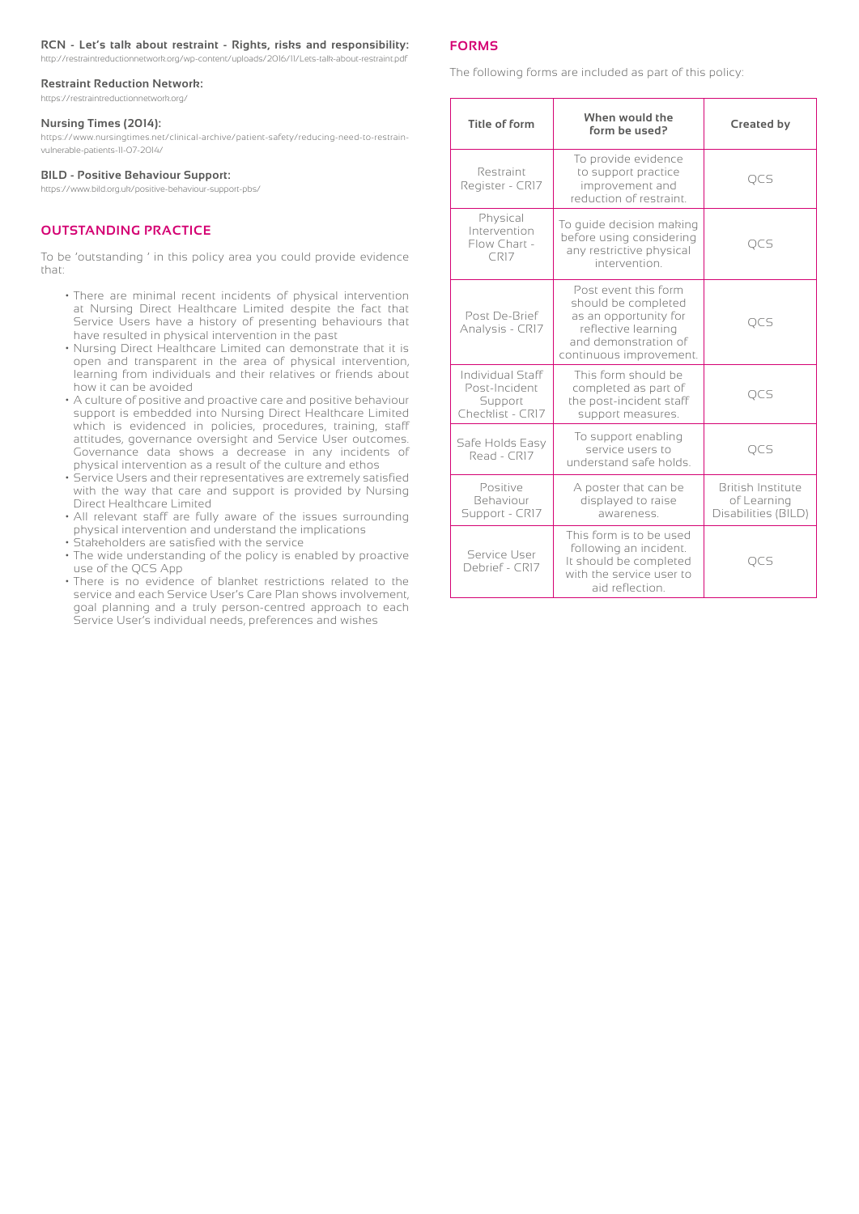**RCN - Let's talk about restraint - Rights, risks and responsibility:**
http://restraintreductionnetwork.org/wp-content/uploads/2016/11/Lets-talk-about-restraint.pdf

**Restraint Reduction Network:**
https://restraintreductionnetwork.org/

**Nursing Times (2014):**
https://www.nursingtimes.net/clinical-archive/patient-safety/reducing-need-to-restrain-vulnerable-patients-11-07-2014/

**BILD - Positive Behaviour Support:**
https://www.bild.org.uk/positive-behaviour-support-pbs/

## OUTSTANDING PRACTICE

To be 'outstanding ' in this policy area you could provide evidence that:

- There are minimal recent incidents of physical intervention at Nursing Direct Healthcare Limited despite the fact that Service Users have a history of presenting behaviours that have resulted in physical intervention in the past
- Nursing Direct Healthcare Limited can demonstrate that it is open and transparent in the area of physical intervention, learning from individuals and their relatives or friends about how it can be avoided
- A culture of positive and proactive care and positive behaviour support is embedded into Nursing Direct Healthcare Limited which is evidenced in policies, procedures, training, staff attitudes, governance oversight and Service User outcomes. Governance data shows a decrease in any incidents of physical intervention as a result of the culture and ethos
- Service Users and their representatives are extremely satisfied with the way that care and support is provided by Nursing Direct Healthcare Limited
- All relevant staff are fully aware of the issues surrounding physical intervention and understand the implications
- Stakeholders are satisfied with the service
- The wide understanding of the policy is enabled by proactive use of the QCS App
- There is no evidence of blanket restrictions related to the service and each Service User's Care Plan shows involvement, goal planning and a truly person-centred approach to each Service User's individual needs, preferences and wishes

## FORMS

The following forms are included as part of this policy:

| Title of form | When would the form be used? | Created by |
|---|---|---|
| Restraint Register - CR17 | To provide evidence to support practice improvement and reduction of restraint. | QCS |
| Physical Intervention Flow Chart - CR17 | To guide decision making before using considering any restrictive physical intervention. | QCS |
| Post De-Brief Analysis - CR17 | Post event this form should be completed as an opportunity for reflective learning and demonstration of continuous improvement. | QCS |
| Individual Staff Post-Incident Support Checklist - CR17 | This form should be completed as part of the post-incident staff support measures. | QCS |
| Safe Holds Easy Read - CR17 | To support enabling service users to understand safe holds. | QCS |
| Positive Behaviour Support - CR17 | A poster that can be displayed to raise awareness. | British Institute of Learning Disabilities (BILD) |
| Service User Debrief - CR17 | This form is to be used following an incident. It should be completed with the service user to aid reflection. | QCS |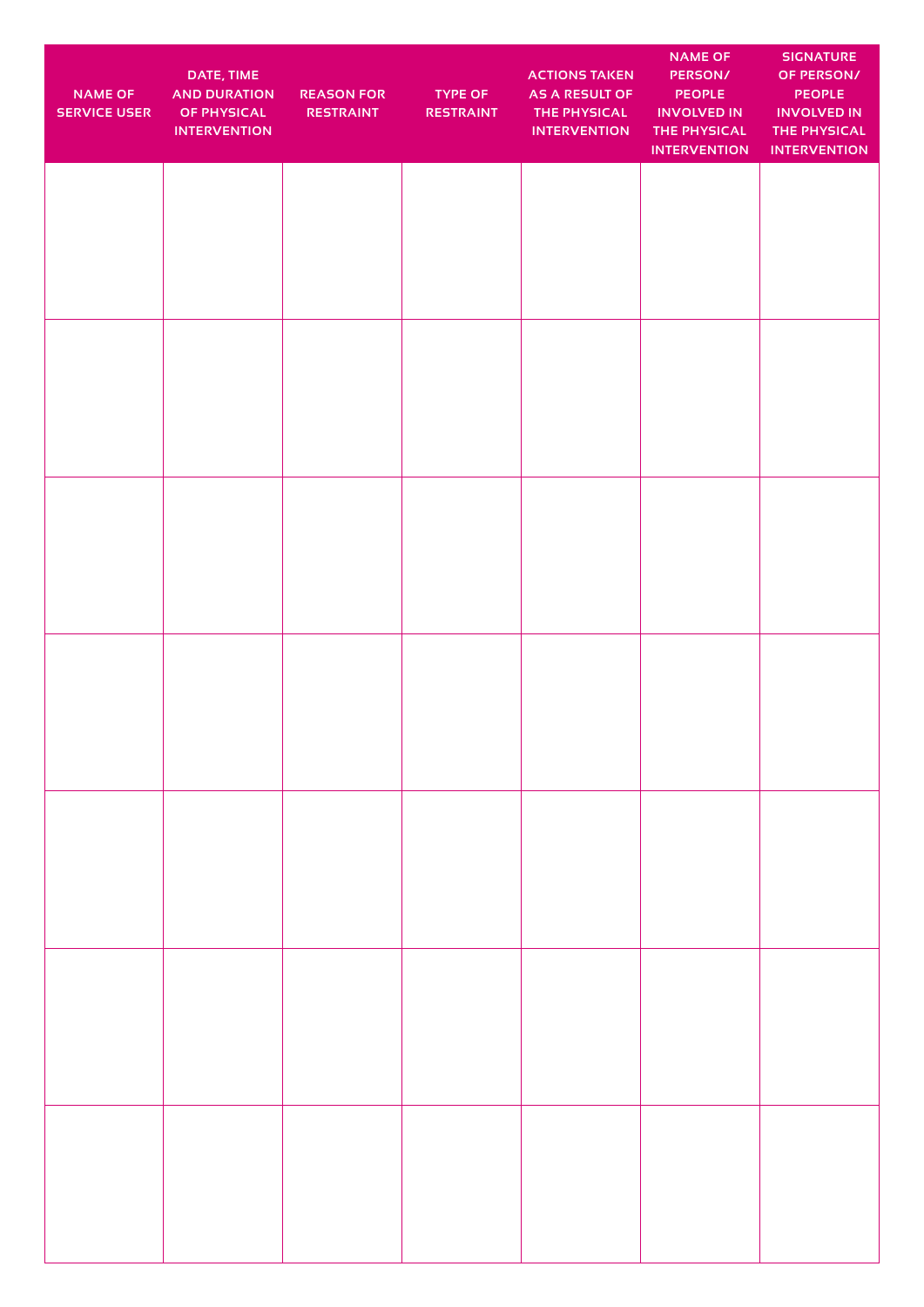| NAME OF SERVICE USER | DATE, TIME AND DURATION OF PHYSICAL INTERVENTION | REASON FOR RESTRAINT | TYPE OF RESTRAINT | ACTIONS TAKEN AS A RESULT OF THE PHYSICAL INTERVENTION | NAME OF PERSON/ PEOPLE INVOLVED IN THE PHYSICAL INTERVENTION | SIGNATURE OF PERSON/ PEOPLE INVOLVED IN THE PHYSICAL INTERVENTION |
|---|---|---|---|---|---|---|
| | | | | | | |
| | | | | | | |
| | | | | | | |
| | | | | | | |
| | | | | | | |
| | | | | | | |
| | | | | | | |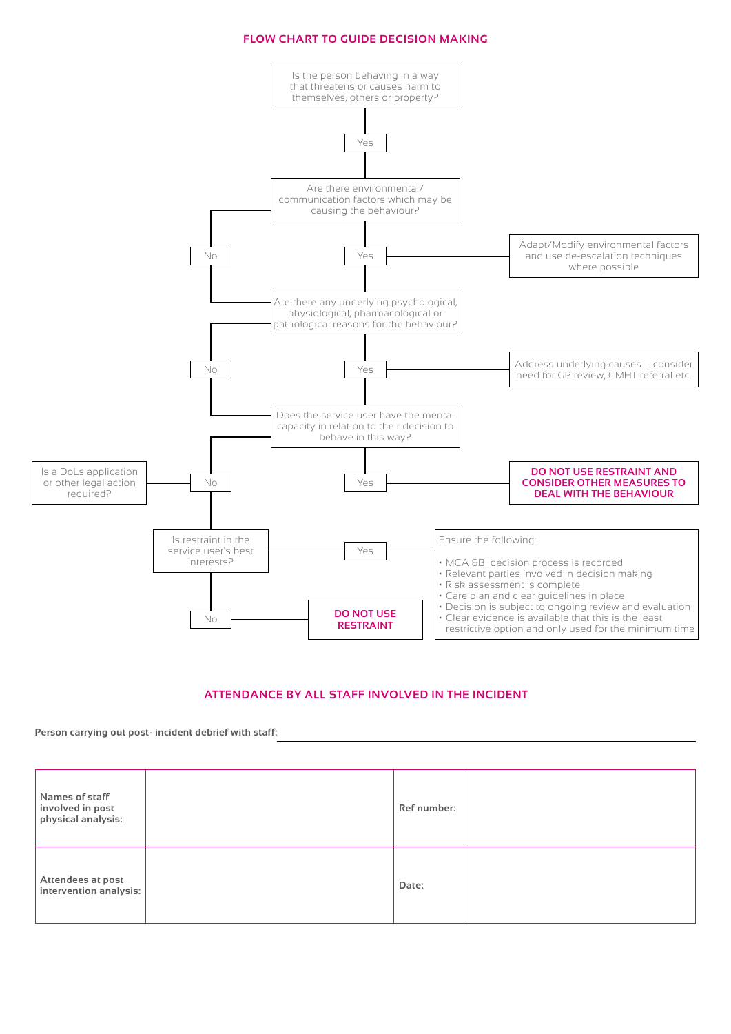## FLOW CHART TO GUIDE DECISION MAKING

Is the person behaving in a way that threatens or causes harm to themselves, others or property?

Yes

Are there environmental/ communication factors which may be causing the behaviour?

- Yes → Adapt/Modify environmental factors and use de-escalation techniques where possible
- No

Are there any underlying psychological, physiological, pharmacological or pathological reasons for the behaviour?

- Yes → Address underlying causes – consider need for GP review, CMHT referral etc.
- No

Does the service user have the mental capacity in relation to their decision to behave in this way?

- Yes → **DO NOT USE RESTRAINT AND CONSIDER OTHER MEASURES TO DEAL WITH THE BEHAVIOUR**
- No → Is a DoLs application or other legal action required?

Is restraint in the service user's best interests?

- No → **DO NOT USE RESTRAINT**
- Yes → Ensure the following:
  - MCA &BI decision process is recorded
  - Relevant parties involved in decision making
  - Risk assessment is complete
  - Care plan and clear guidelines in place
  - Decision is subject to ongoing review and evaluation
  - Clear evidence is available that this is the least restrictive option and only used for the minimum time

## ATTENDANCE BY ALL STAFF INVOLVED IN THE INCIDENT

**Person carrying out post- incident debrief with staff:** ______________________________

| **Names of staff involved in post physical analysis:** | | **Ref number:** | |
|---|---|---|---|
| **Attendees at post intervention analysis:** | | **Date:** | |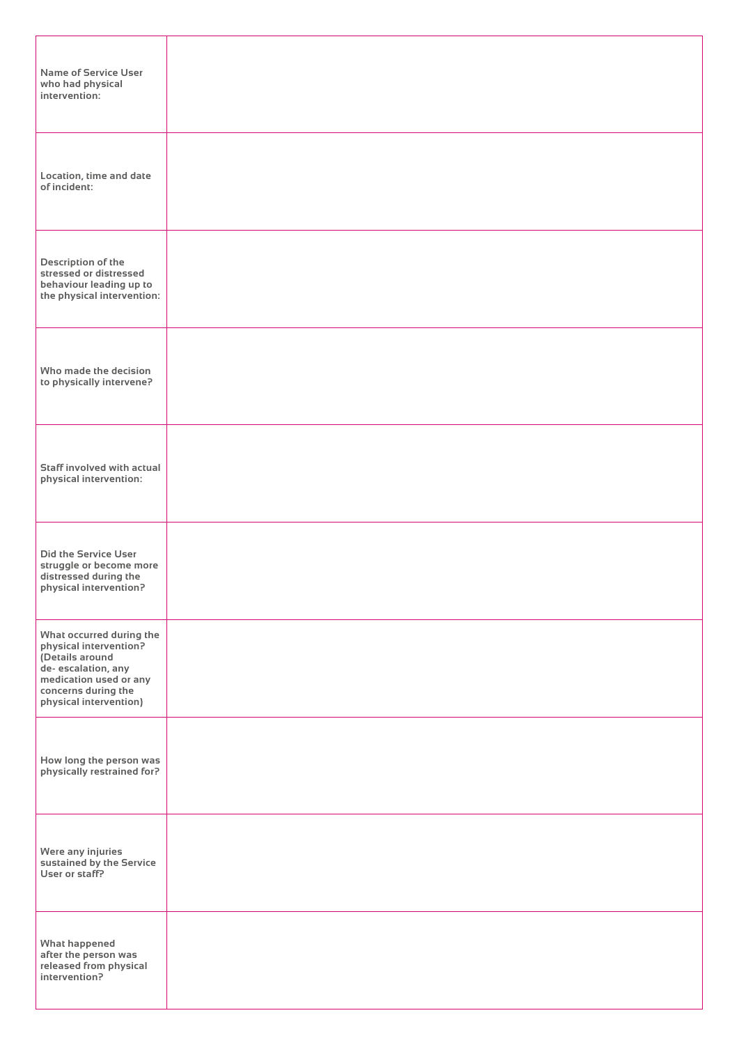| | |
|---|---|
| **Name of Service User who had physical intervention:** | |
| **Location, time and date of incident:** | |
| **Description of the stressed or distressed behaviour leading up to the physical intervention:** | |
| **Who made the decision to physically intervene?** | |
| **Staff involved with actual physical intervention:** | |
| **Did the Service User struggle or become more distressed during the physical intervention?** | |
| **What occurred during the physical intervention? (Details around de- escalation, any medication used or any concerns during the physical intervention)** | |
| **How long the person was physically restrained for?** | |
| **Were any injuries sustained by the Service User or staff?** | |
| **What happened after the person was released from physical intervention?** | |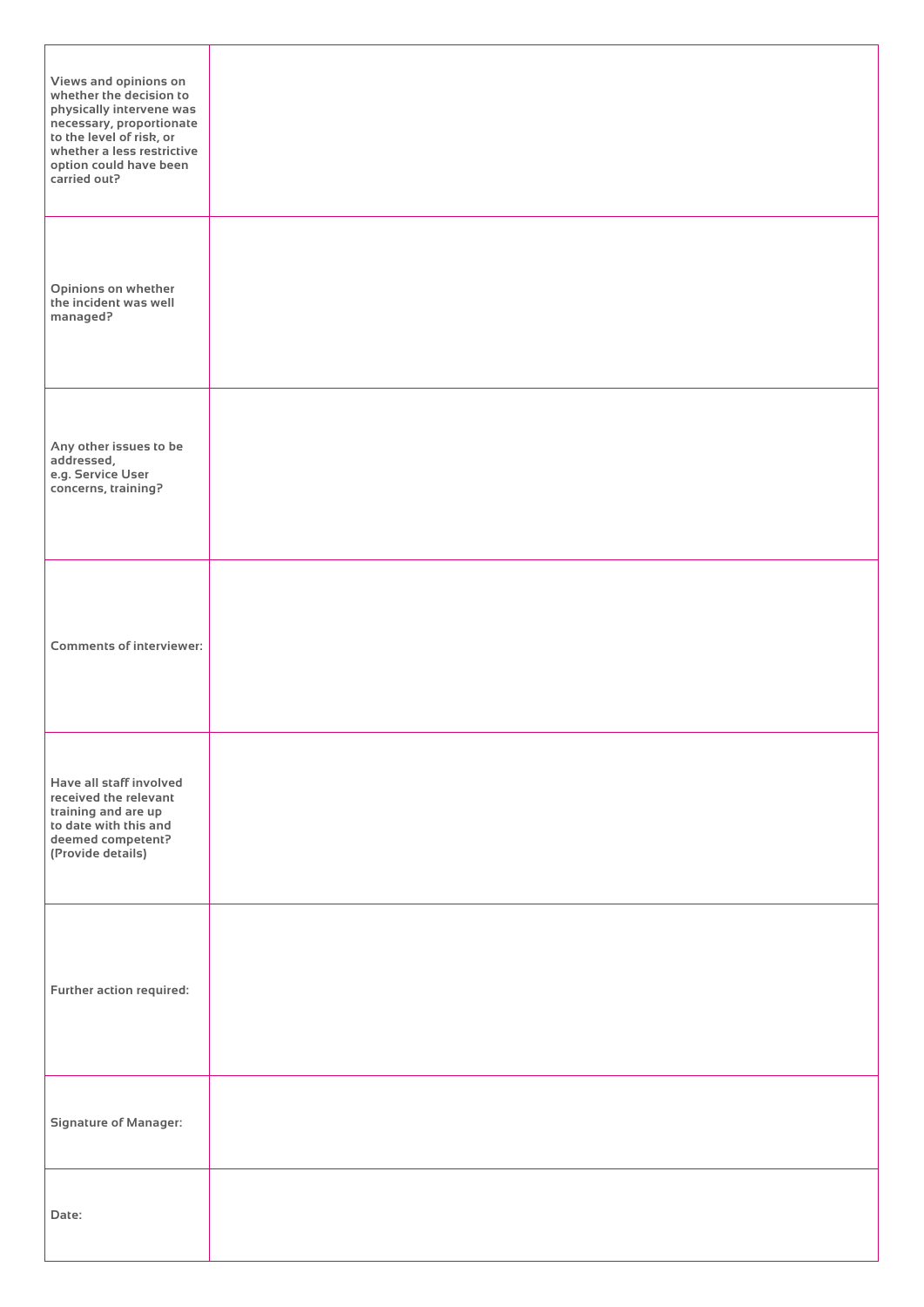| | |
|---|---|
| **Views and opinions on whether the decision to physically intervene was necessary, proportionate to the level of risk, or whether a less restrictive option could have been carried out?** | |
| **Opinions on whether the incident was well managed?** | |
| **Any other issues to be addressed, e.g. Service User concerns, training?** | |
| **Comments of interviewer:** | |
| **Have all staff involved received the relevant training and are up to date with this and deemed competent? (Provide details)** | |
| **Further action required:** | |
| **Signature of Manager:** | |
| **Date:** | |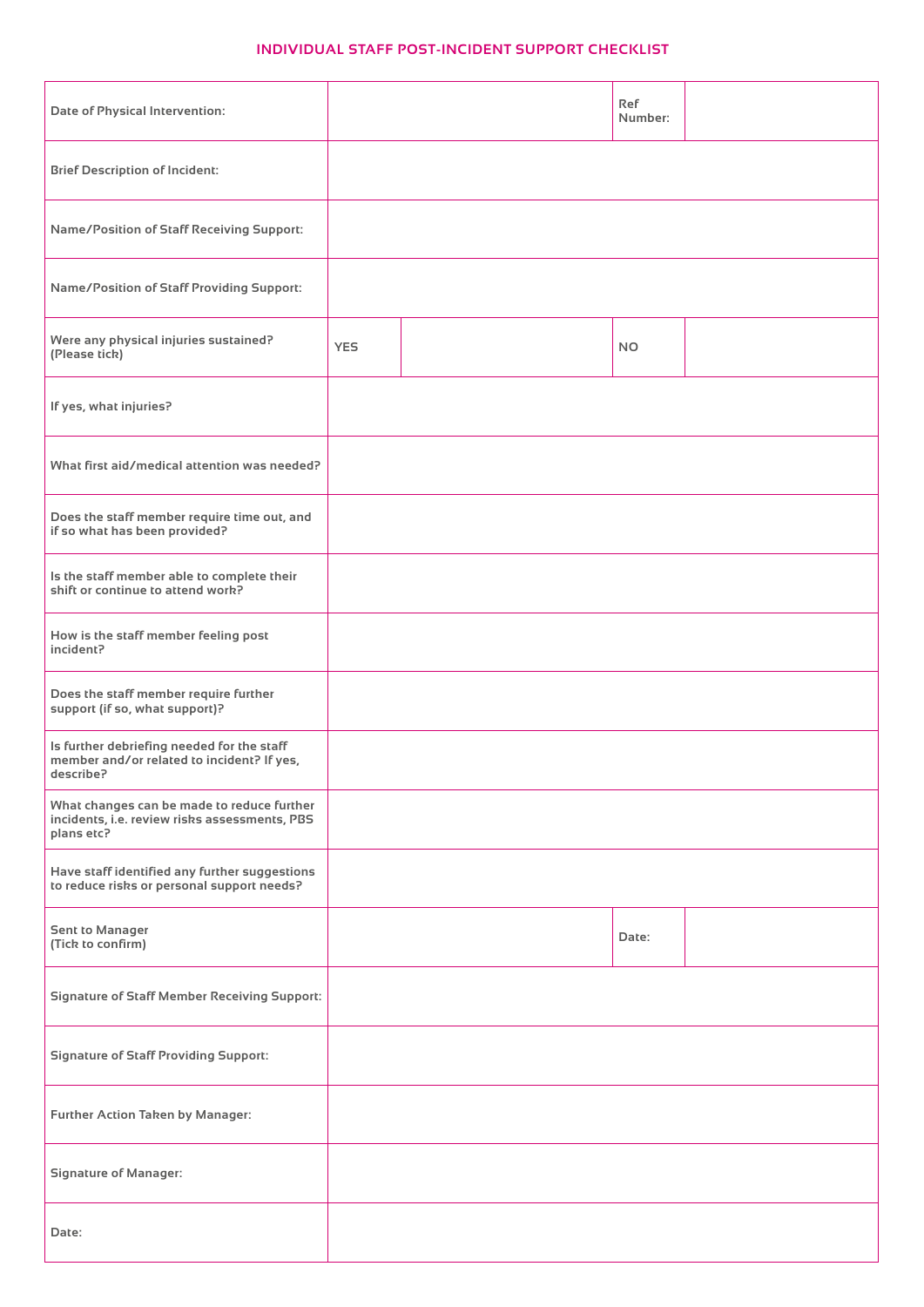## INDIVIDUAL STAFF POST-INCIDENT SUPPORT CHECKLIST

| | | | |
|---|---|---|---|
| Date of Physical Intervention: | | Ref Number: | |
| Brief Description of Incident: | | | |
| Name/Position of Staff Receiving Support: | | | |
| Name/Position of Staff Providing Support: | | | |
| Were any physical injuries sustained? (Please tick) | YES | | NO | |
| If yes, what injuries? | | | |
| What first aid/medical attention was needed? | | | |
| Does the staff member require time out, and if so what has been provided? | | | |
| Is the staff member able to complete their shift or continue to attend work? | | | |
| How is the staff member feeling post incident? | | | |
| Does the staff member require further support (if so, what support)? | | | |
| Is further debriefing needed for the staff member and/or related to incident? If yes, describe? | | | |
| What changes can be made to reduce further incidents, i.e. review risks assessments, PBS plans etc? | | | |
| Have staff identified any further suggestions to reduce risks or personal support needs? | | | |
| Sent to Manager (Tick to confirm) | | Date: | |
| Signature of Staff Member Receiving Support: | | | |
| Signature of Staff Providing Support: | | | |
| Further Action Taken by Manager: | | | |
| Signature of Manager: | | | |
| Date: | | | |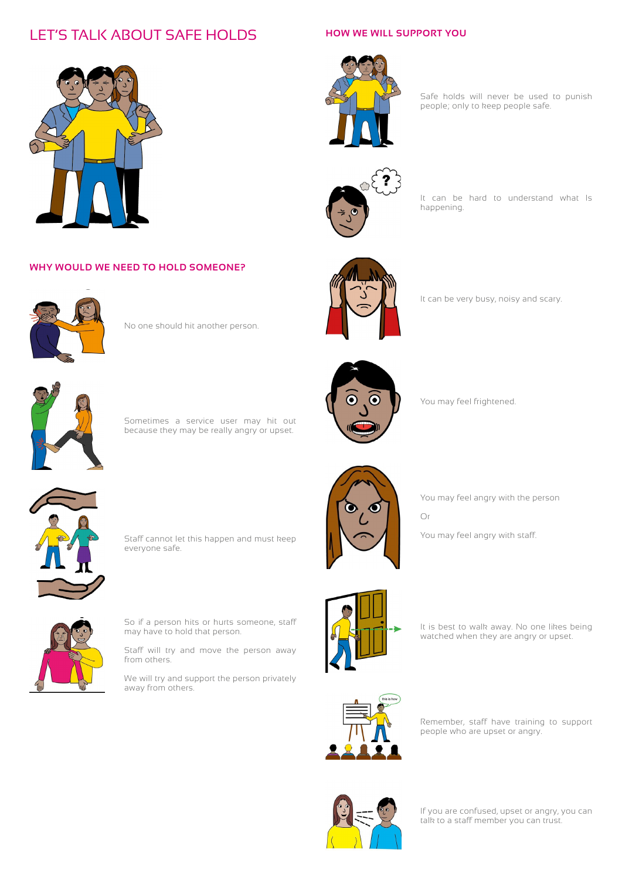# LET'S TALK ABOUT SAFE HOLDS

## WHY WOULD WE NEED TO HOLD SOMEONE?

No one should hit another person.

Sometimes a service user may hit out because they may be really angry or upset.

Staff cannot let this happen and must keep everyone safe.

So if a person hits or hurts someone, staff may have to hold that person.

Staff will try and move the person away from others.

We will try and support the person privately away from others.

## HOW WE WILL SUPPORT YOU

Safe holds will never be used to punish people; only to keep people safe.

It can be hard to understand what Is happening.

It can be very busy, noisy and scary.

You may feel frightened.

You may feel angry with the person

Or

You may feel angry with staff.

It is best to walk away. No one likes being watched when they are angry or upset.

Remember, staff have training to support people who are upset or angry.

If you are confused, upset or angry, you can talk to a staff member you can trust.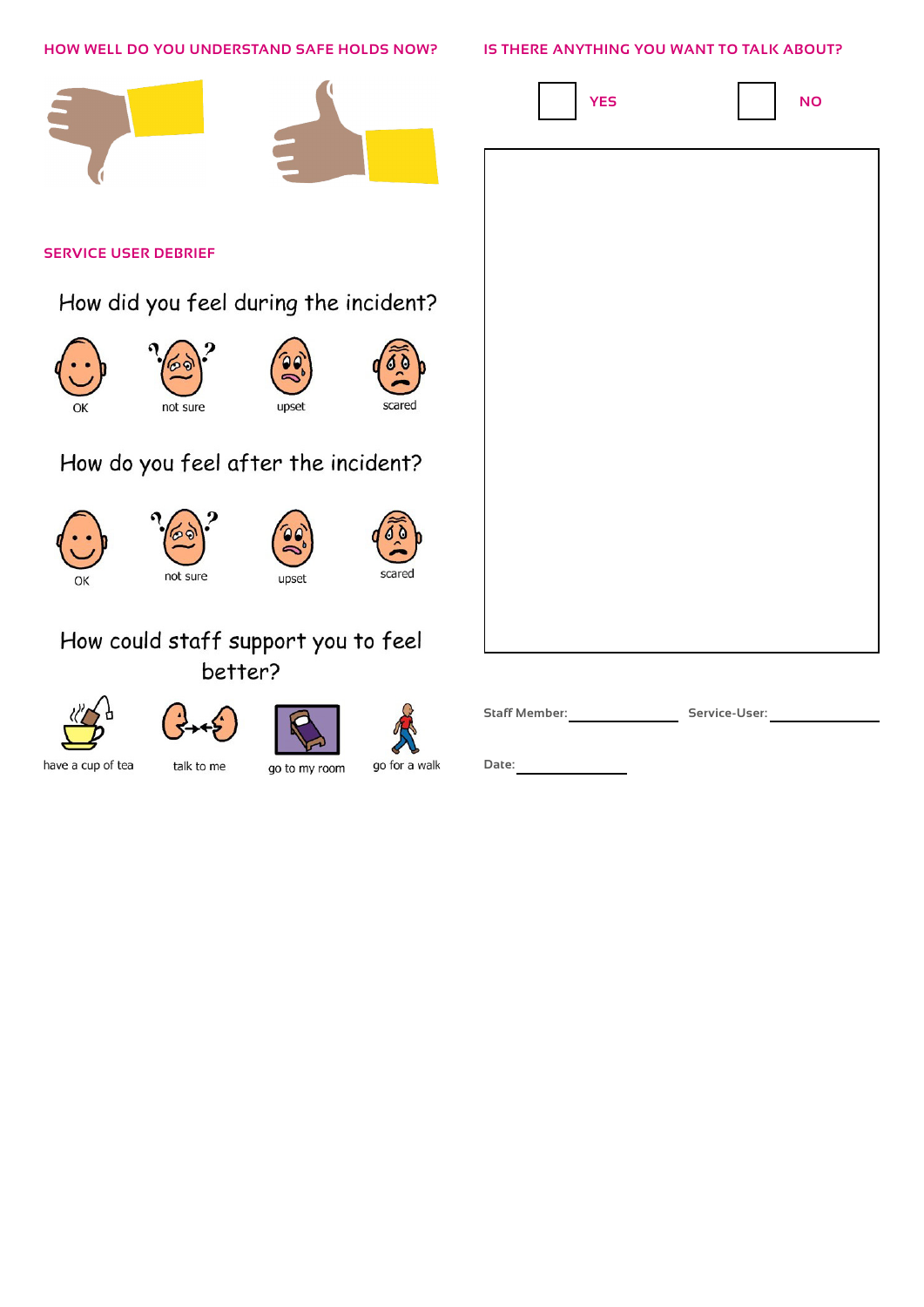## HOW WELL DO YOU UNDERSTAND SAFE HOLDS NOW?

## SERVICE USER DEBRIEF

How did you feel during the incident?

OK | not sure | upset | scared

How do you feel after the incident?

OK | not sure | upset | scared

How could staff support you to feel better?

have a cup of tea | talk to me | go to my room | go for a walk

## IS THERE ANYTHING YOU WANT TO TALK ABOUT?

☐ YES ☐ NO

Staff Member: ____________ Service-User: ____________

Date: ____________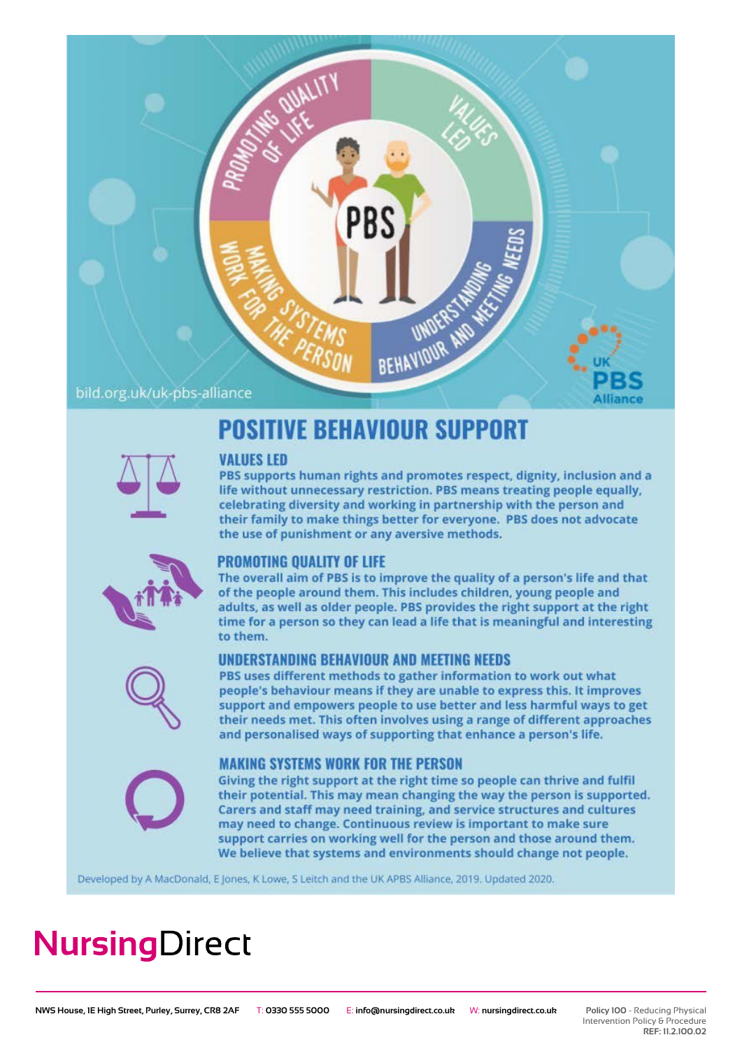PROMOTING QUALITY OF LIFE

VALUES LED

MAKING SYSTEMS WORK FOR THE PERSON

UNDERSTANDING BEHAVIOUR AND MEETING NEEDS

PBS

bild.org.uk/uk-pbs-alliance

UK PBS Alliance

# POSITIVE BEHAVIOUR SUPPORT

## VALUES LED

PBS supports human rights and promotes respect, dignity, inclusion and a life without unnecessary restriction. PBS means treating people equally, celebrating diversity and working in partnership with the person and their family to make things better for everyone. PBS does not advocate the use of punishment or any aversive methods.

## PROMOTING QUALITY OF LIFE

The overall aim of PBS is to improve the quality of a person's life and that of the people around them. This includes children, young people and adults, as well as older people. PBS provides the right support at the right time for a person so they can lead a life that is meaningful and interesting to them.

## UNDERSTANDING BEHAVIOUR AND MEETING NEEDS

PBS uses different methods to gather information to work out what people's behaviour means if they are unable to express this. It improves support and empowers people to use better and less harmful ways to get their needs met. This often involves using a range of different approaches and personalised ways of supporting that enhance a person's life.

## MAKING SYSTEMS WORK FOR THE PERSON

Giving the right support at the right time so people can thrive and fulfil their potential. This may mean changing the way the person is supported. Carers and staff may need training, and service structures and cultures may need to change. Continuous review is important to make sure support carries on working well for the person and those around them. We believe that systems and environments should change not people.

Developed by A MacDonald, E Jones, K Lowe, S Leitch and the UK APBS Alliance, 2019. Updated 2020.